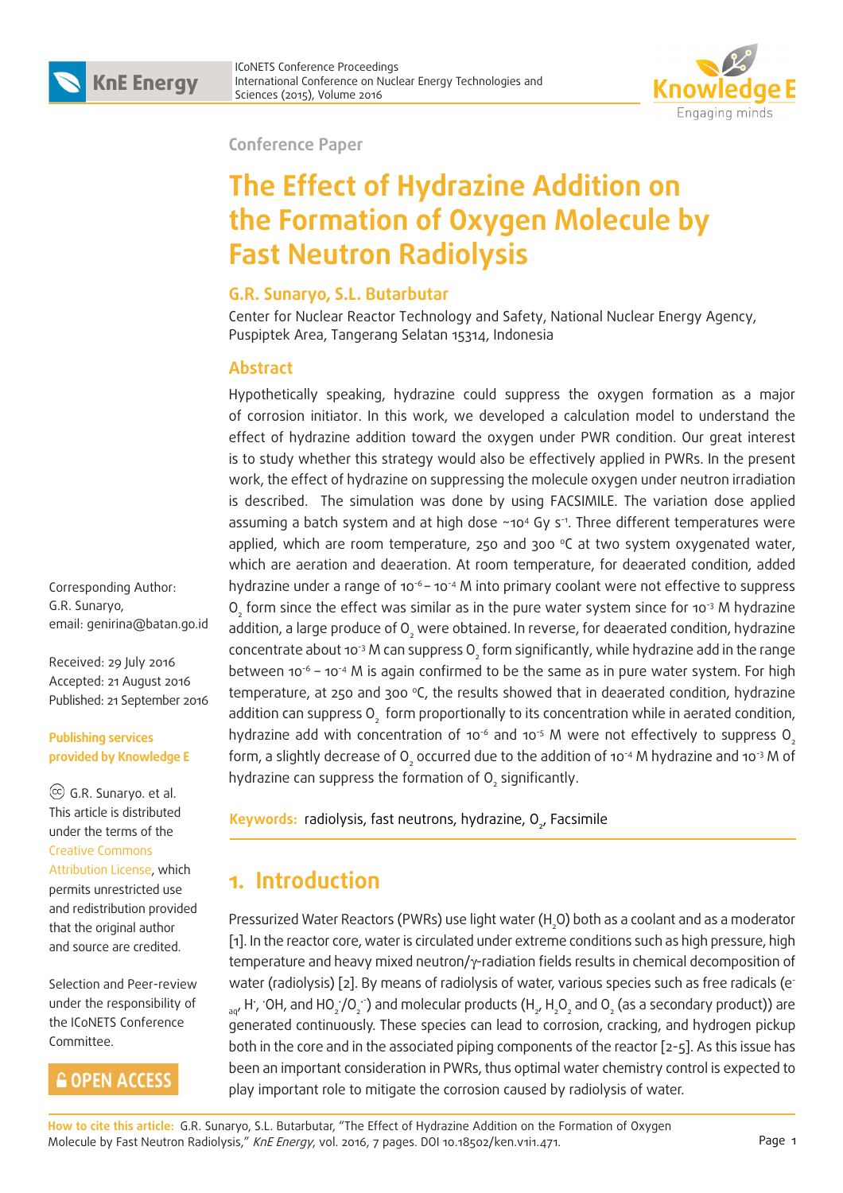Conference Paper

# The Effect of Hydrazine Addition on the Formation of Oxygen Molecule by Fast Neutron Radiolysis

**G.R. Sunaryo, S.L. Butarbutar**

Center for Nuclear Reactor Technology and Safety, National Nuclear Energy Agency, Puspiptek Area, Tangerang Selatan 15314, Indonesia

## Abstract

Hypothetically speaking, hydrazine could suppress the oxygen formation as a major of corrosion initiator. In this work, we developed a calculation model to understand the effect of hydrazine addition toward the oxygen under PWR condition. Our great interest is to study whether this strategy would also be effectively applied in PWRs. In the present work, the effect of hydrazine on suppressing the molecule oxygen under neutron irradiation is described. The simulation was done by using FACSIMILE. The variation dose applied assuming a batch system and at high dose ~$10^4$ Gy $s^{-1}$. Three different temperatures were applied, which are room temperature, 250 and 300 °C at two system oxygenated water, which are aeration and deaeration. At room temperature, for deaerated condition, added hydrazine under a range of $10^{-6}$ – $10^{-4}$ M into primary coolant were not effective to suppress $O_2$ form since the effect was similar as in the pure water system since for $10^{-3}$ M hydrazine addition, a large produce of $O_2$ were obtained. In reverse, for deaerated condition, hydrazine concentrate about $10^{-3}$ M can suppress $O_2$ form significantly, while hydrazine add in the range between $10^{-6}$ – $10^{-4}$ M is again confirmed to be the same as in pure water system. For high temperature, at 250 and 300 °C, the results showed that in deaerated condition, hydrazine addition can suppress $O_2$ form proportionally to its concentration while in aerated condition, hydrazine add with concentration of $10^{-6}$ and $10^{-5}$ M were not effectively to suppress $O_2$ form, a slightly decrease of $O_2$ occurred due to the addition of $10^{-4}$ M hydrazine and $10^{-3}$ M of hydrazine can suppress the formation of $O_2$ significantly.

**Keywords:** radiolysis, fast neutrons, hydrazine, $O_2$, Facsimile

Corresponding Author: G.R. Sunaryo, email: genirina@batan.go.id

Received: 29 July 2016
Accepted: 21 August 2016
Published: 21 September 2016

Publishing services provided by Knowledge E

© G.R. Sunaryo. et al. This article is distributed under the terms of the Creative Commons Attribution License, which permits unrestricted use and redistribution provided that the original author and source are credited.

Selection and Peer-review under the responsibility of the ICoNETS Conference Committee.

OPEN ACCESS

## 1. Introduction

Pressurized Water Reactors (PWRs) use light water ($H_2O$) both as a coolant and as a moderator [1]. In the reactor core, water is circulated under extreme conditions such as high pressure, high temperature and heavy mixed neutron/γ-radiation fields results in chemical decomposition of water (radiolysis) [2]. By means of radiolysis of water, various species such as free radicals ($e^-_{aq}$, $H^\cdot$, $^\cdot OH$, and $HO_2^\cdot/O_2^{\cdot-}$) and molecular products ($H_2$, $H_2O_2$ and $O_2$ (as a secondary product)) are generated continuously. These species can lead to corrosion, cracking, and hydrogen pickup both in the core and in the associated piping components of the reactor [2-5]. As this issue has been an important consideration in PWRs, thus optimal water chemistry control is expected to play important role to mitigate the corrosion caused by radiolysis of water.

**How to cite this article:** G.R. Sunaryo, S.L. Butarbutar, "The Effect of Hydrazine Addition on the Formation of Oxygen Molecule by Fast Neutron Radiolysis," *KnE Energy*, vol. 2016, 7 pages. DOI 10.18502/ken.v1i1.471.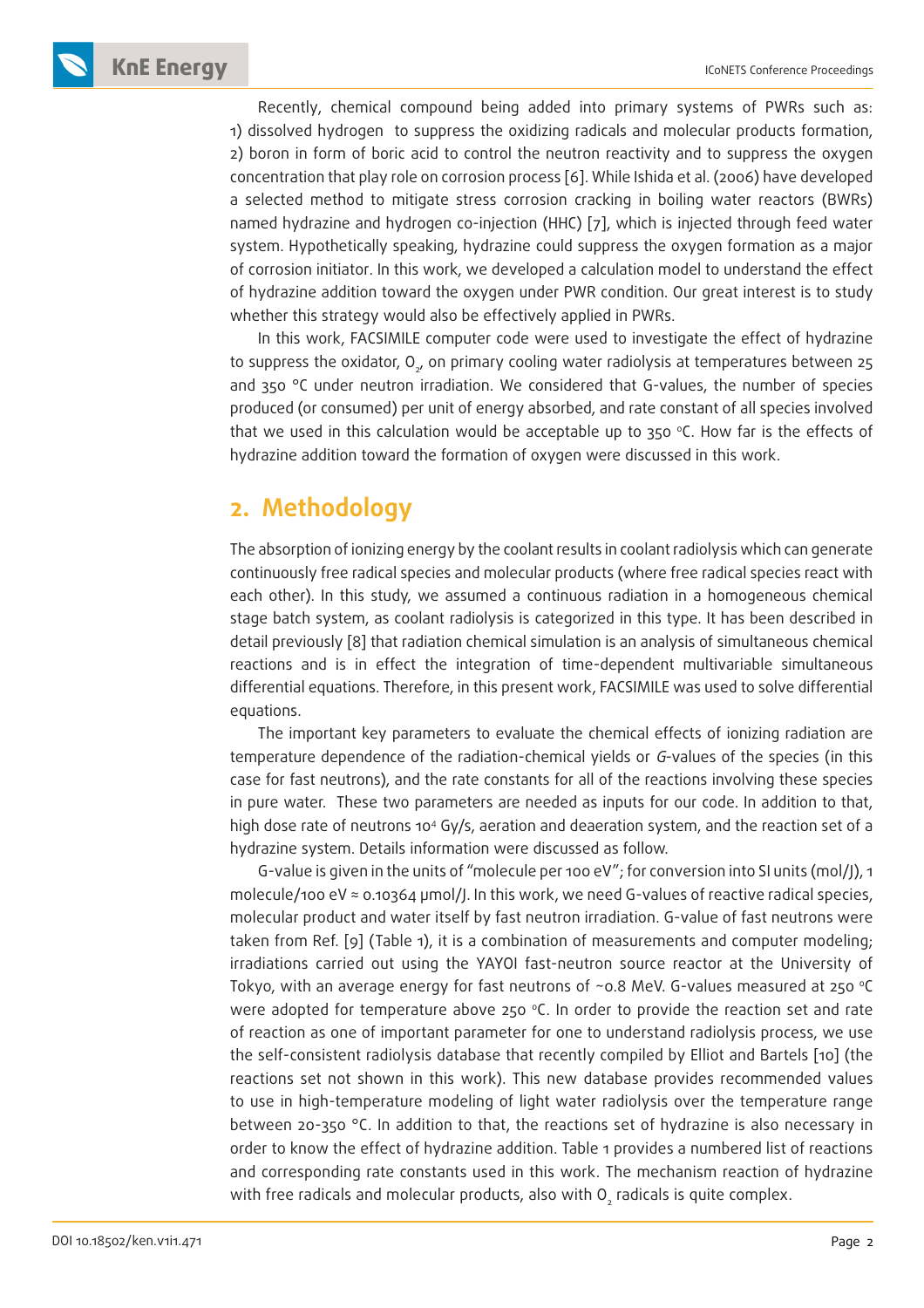Recently, chemical compound being added into primary systems of PWRs such as: 1) dissolved hydrogen to suppress the oxidizing radicals and molecular products formation, 2) boron in form of boric acid to control the neutron reactivity and to suppress the oxygen concentration that play role on corrosion process [6]. While Ishida et al. (2006) have developed a selected method to mitigate stress corrosion cracking in boiling water reactors (BWRs) named hydrazine and hydrogen co-injection (HHC) [7], which is injected through feed water system. Hypothetically speaking, hydrazine could suppress the oxygen formation as a major of corrosion initiator. In this work, we developed a calculation model to understand the effect of hydrazine addition toward the oxygen under PWR condition. Our great interest is to study whether this strategy would also be effectively applied in PWRs.

In this work, FACSIMILE computer code were used to investigate the effect of hydrazine to suppress the oxidator, $O_2$, on primary cooling water radiolysis at temperatures between 25 and 350 °C under neutron irradiation. We considered that G-values, the number of species produced (or consumed) per unit of energy absorbed, and rate constant of all species involved that we used in this calculation would be acceptable up to 350 °C. How far is the effects of hydrazine addition toward the formation of oxygen were discussed in this work.

## 2. Methodology

The absorption of ionizing energy by the coolant results in coolant radiolysis which can generate continuously free radical species and molecular products (where free radical species react with each other). In this study, we assumed a continuous radiation in a homogeneous chemical stage batch system, as coolant radiolysis is categorized in this type. It has been described in detail previously [8] that radiation chemical simulation is an analysis of simultaneous chemical reactions and is in effect the integration of time-dependent multivariable simultaneous differential equations. Therefore, in this present work, FACSIMILE was used to solve differential equations.

The important key parameters to evaluate the chemical effects of ionizing radiation are temperature dependence of the radiation-chemical yields or *G*-values of the species (in this case for fast neutrons), and the rate constants for all of the reactions involving these species in pure water. These two parameters are needed as inputs for our code. In addition to that, high dose rate of neutrons $10^4$ Gy/s, aeration and deaeration system, and the reaction set of a hydrazine system. Details information were discussed as follow.

G-value is given in the units of "molecule per 100 eV"; for conversion into SI units (mol/J), 1 molecule/100 eV ≈ 0.10364 μmol/J. In this work, we need G-values of reactive radical species, molecular product and water itself by fast neutron irradiation. G-value of fast neutrons were taken from Ref. [9] (Table 1), it is a combination of measurements and computer modeling; irradiations carried out using the YAYOI fast-neutron source reactor at the University of Tokyo, with an average energy for fast neutrons of ~0.8 MeV. G-values measured at 250 °C were adopted for temperature above 250 °C. In order to provide the reaction set and rate of reaction as one of important parameter for one to understand radiolysis process, we use the self-consistent radiolysis database that recently compiled by Elliot and Bartels [10] (the reactions set not shown in this work). This new database provides recommended values to use in high-temperature modeling of light water radiolysis over the temperature range between 20-350 °C. In addition to that, the reactions set of hydrazine is also necessary in order to know the effect of hydrazine addition. Table 1 provides a numbered list of reactions and corresponding rate constants used in this work. The mechanism reaction of hydrazine with free radicals and molecular products, also with $O_2$ radicals is quite complex.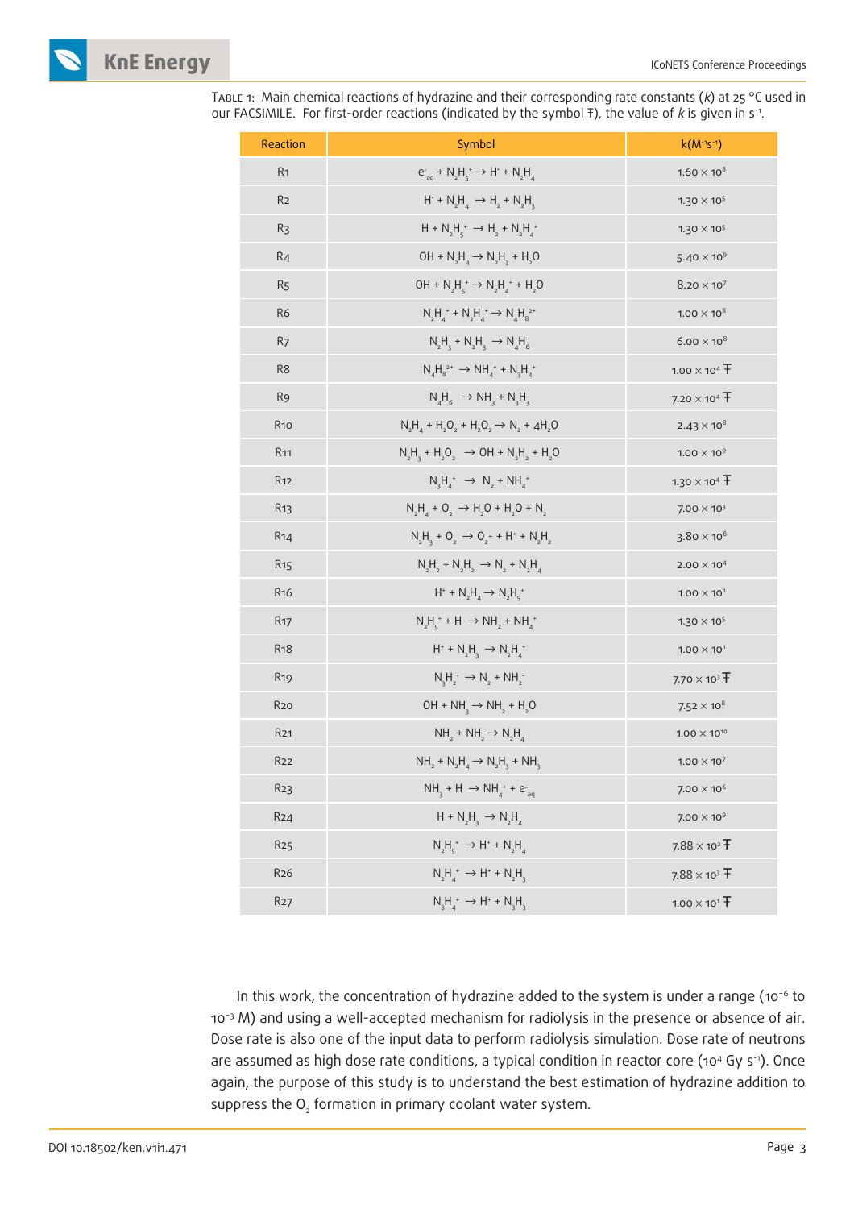Table 1: Main chemical reactions of hydrazine and their corresponding rate constants ($k$) at 25 °C used in our FACSIMILE. For first-order reactions (indicated by the symbol Ŧ), the value of $k$ is given in $s^{-1}$.

| Reaction | Symbol | $k(M^{-1}s^{-1})$ |
|---|---|---|
| R1 | $e^{-}_{aq} + N_2H_5^{+} \rightarrow H^{\cdot} + N_2H_4$ | $1.60 \times 10^{8}$ |
| R2 | $H^{\cdot} + N_2H_4 \rightarrow H_2 + N_2H_3$ | $1.30 \times 10^{5}$ |
| R3 | $H + N_2H_5^{+} \rightarrow H_2 + N_2H_4^{+}$ | $1.30 \times 10^{5}$ |
| R4 | $OH + N_2H_4 \rightarrow N_2H_3 + H_2O$ | $5.40 \times 10^{9}$ |
| R5 | $OH + N_2H_5^{+} \rightarrow N_2H_4^{+} + H_2O$ | $8.20 \times 10^{7}$ |
| R6 | $N_2H_4^{+} + N_2H_4^{+} \rightarrow N_4H_8^{2+}$ | $1.00 \times 10^{8}$ |
| R7 | $N_2H_3 + N_2H_3 \rightarrow N_4H_6$ | $6.00 \times 10^{8}$ |
| R8 | $N_4H_8^{2+} \rightarrow NH_4^{+} + N_3H_4^{+}$ | $1.00 \times 10^{4}$ Ŧ |
| R9 | $N_4H_6 \rightarrow NH_3 + N_3H_3$ | $7.20 \times 10^{4}$ Ŧ |
| R10 | $N_2H_4 + H_2O_2 + H_2O_2 \rightarrow N_2 + 4H_2O$ | $2.43 \times 10^{8}$ |
| R11 | $N_2H_3 + H_2O_2 \rightarrow OH + N_2H_2 + H_2O$ | $1.00 \times 10^{9}$ |
| R12 | $N_3H_4^{+} \rightarrow N_2 + NH_4^{+}$ | $1.30 \times 10^{4}$ Ŧ |
| R13 | $N_2H_4 + O_2 \rightarrow H_2O + H_2O + N_2$ | $7.00 \times 10^{3}$ |
| R14 | $N_2H_3 + O_2 \rightarrow O_2^{-} + H^{+} + N_2H_2$ | $3.80 \times 10^{8}$ |
| R15 | $N_2H_2 + N_2H_2 \rightarrow N_2 + N_2H_4$ | $2.00 \times 10^{4}$ |
| R16 | $H^{+} + N_2H_4 \rightarrow N_2H_5^{+}$ | $1.00 \times 10^{1}$ |
| R17 | $N_2H_5^{+} + H \rightarrow NH_2 + NH_4^{+}$ | $1.30 \times 10^{5}$ |
| R18 | $H^{+} + N_2H_3 \rightarrow N_2H_4^{+}$ | $1.00 \times 10^{1}$ |
| R19 | $N_3H_2^{-} \rightarrow N_2 + NH_2^{-}$ | $7.70 \times 10^{3}$ Ŧ |
| R20 | $OH + NH_3 \rightarrow NH_2 + H_2O$ | $7.52 \times 10^{8}$ |
| R21 | $NH_2 + NH_2 \rightarrow N_2H_4$ | $1.00 \times 10^{10}$ |
| R22 | $NH_2 + N_2H_4 \rightarrow N_2H_3 + NH_3$ | $1.00 \times 10^{7}$ |
| R23 | $NH_3 + H \rightarrow NH_4^{+} + e^{-}_{aq}$ | $7.00 \times 10^{6}$ |
| R24 | $H + N_2H_3 \rightarrow N_2H_4$ | $7.00 \times 10^{9}$ |
| R25 | $N_2H_5^{+} \rightarrow H^{+} + N_2H_4$ | $7.88 \times 10^{2}$ Ŧ |
| R26 | $N_2H_4^{+} \rightarrow H^{+} + N_2H_3$ | $7.88 \times 10^{3}$ Ŧ |
| R27 | $N_3H_4^{+} \rightarrow H^{+} + N_3H_3$ | $1.00 \times 10^{1}$ Ŧ |

In this work, the concentration of hydrazine added to the system is under a range ($10^{-6}$ to $10^{-3}$ M) and using a well-accepted mechanism for radiolysis in the presence or absence of air. Dose rate is also one of the input data to perform radiolysis simulation. Dose rate of neutrons are assumed as high dose rate conditions, a typical condition in reactor core ($10^{4}$ Gy $s^{-1}$). Once again, the purpose of this study is to understand the best estimation of hydrazine addition to suppress the $O_2$ formation in primary coolant water system.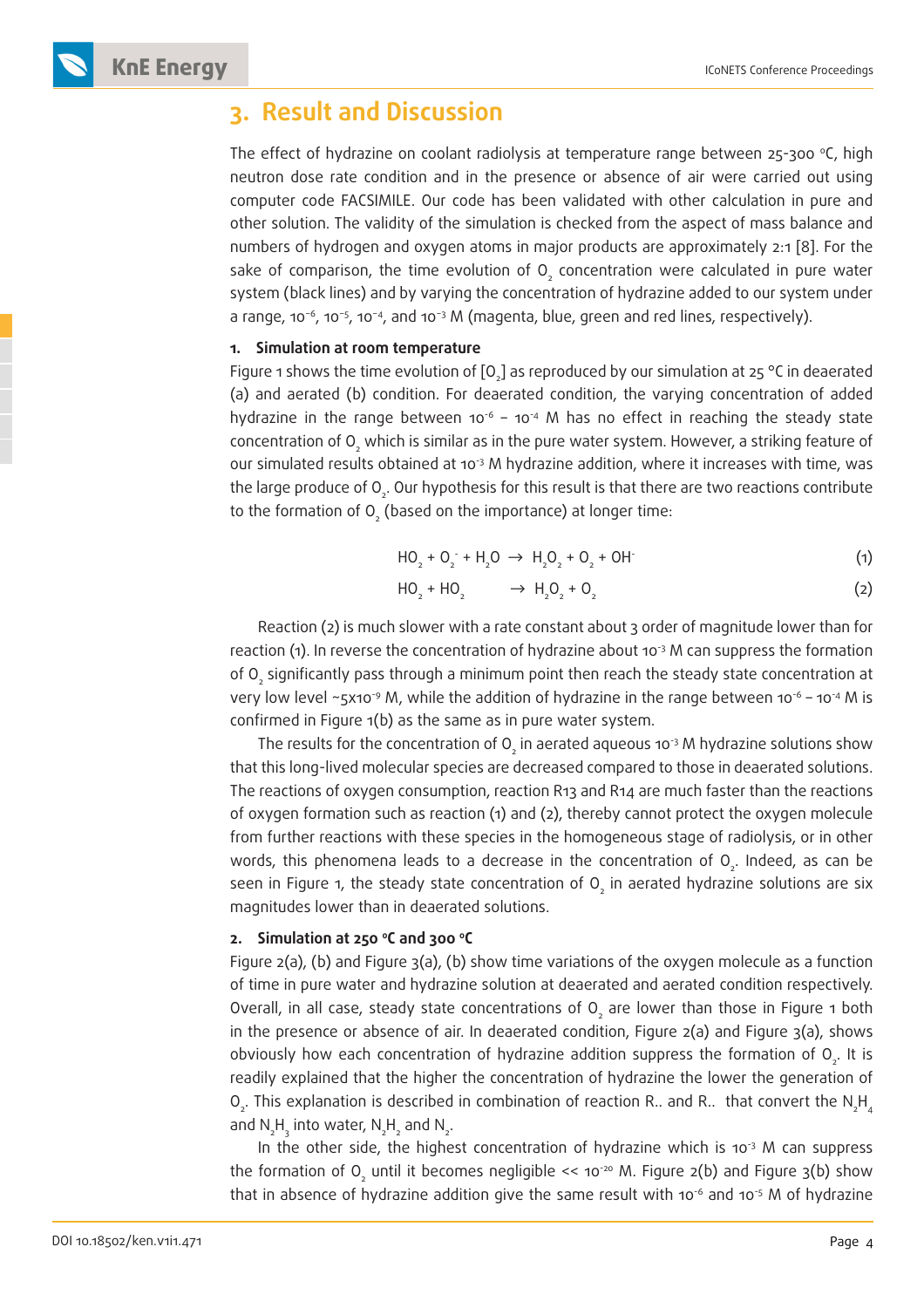## 3. Result and Discussion

The effect of hydrazine on coolant radiolysis at temperature range between 25-300 °C, high neutron dose rate condition and in the presence or absence of air were carried out using computer code FACSIMILE. Our code has been validated with other calculation in pure and other solution. The validity of the simulation is checked from the aspect of mass balance and numbers of hydrogen and oxygen atoms in major products are approximately 2:1 [8]. For the sake of comparison, the time evolution of $O_2$ concentration were calculated in pure water system (black lines) and by varying the concentration of hydrazine added to our system under a range, $10^{-6}$, $10^{-5}$, $10^{-4}$, and $10^{-3}$ M (magenta, blue, green and red lines, respectively).

### 1. Simulation at room temperature

Figure 1 shows the time evolution of $[O_2]$ as reproduced by our simulation at 25 °C in deaerated (a) and aerated (b) condition. For deaerated condition, the varying concentration of added hydrazine in the range between $10^{-6}$ – $10^{-4}$ M has no effect in reaching the steady state concentration of $O_2$ which is similar as in the pure water system. However, a striking feature of our simulated results obtained at $10^{-3}$ M hydrazine addition, where it increases with time, was the large produce of $O_2$. Our hypothesis for this result is that there are two reactions contribute to the formation of $O_2$ (based on the importance) at longer time:

$$HO_2 + O_2^- + H_2O \rightarrow H_2O_2 + O_2 + OH^- \quad (1)$$

$$HO_2 + HO_2 \rightarrow H_2O_2 + O_2 \quad (2)$$

Reaction (2) is much slower with a rate constant about 3 order of magnitude lower than for reaction (1). In reverse the concentration of hydrazine about $10^{-3}$ M can suppress the formation of $O_2$ significantly pass through a minimum point then reach the steady state concentration at very low level ~$5\times10^{-9}$ M, while the addition of hydrazine in the range between $10^{-6}$ – $10^{-4}$ M is confirmed in Figure 1(b) as the same as in pure water system.

The results for the concentration of $O_2$ in aerated aqueous $10^{-3}$ M hydrazine solutions show that this long-lived molecular species are decreased compared to those in deaerated solutions. The reactions of oxygen consumption, reaction R13 and R14 are much faster than the reactions of oxygen formation such as reaction (1) and (2), thereby cannot protect the oxygen molecule from further reactions with these species in the homogeneous stage of radiolysis, or in other words, this phenomena leads to a decrease in the concentration of $O_2$. Indeed, as can be seen in Figure 1, the steady state concentration of $O_2$ in aerated hydrazine solutions are six magnitudes lower than in deaerated solutions.

### 2. Simulation at 250 °C and 300 °C

Figure 2(a), (b) and Figure 3(a), (b) show time variations of the oxygen molecule as a function of time in pure water and hydrazine solution at deaerated and aerated condition respectively. Overall, in all case, steady state concentrations of $O_2$ are lower than those in Figure 1 both in the presence or absence of air. In deaerated condition, Figure 2(a) and Figure 3(a), shows obviously how each concentration of hydrazine addition suppress the formation of $O_2$. It is readily explained that the higher the concentration of hydrazine the lower the generation of $O_2$. This explanation is described in combination of reaction R.. and R.. that convert the $N_2H_4$ and $N_2H_3$ into water, $N_2H_2$ and $N_2$.

In the other side, the highest concentration of hydrazine which is $10^{-3}$ M can suppress the formation of $O_2$ until it becomes negligible << $10^{-20}$ M. Figure 2(b) and Figure 3(b) show that in absence of hydrazine addition give the same result with $10^{-6}$ and $10^{-5}$ M of hydrazine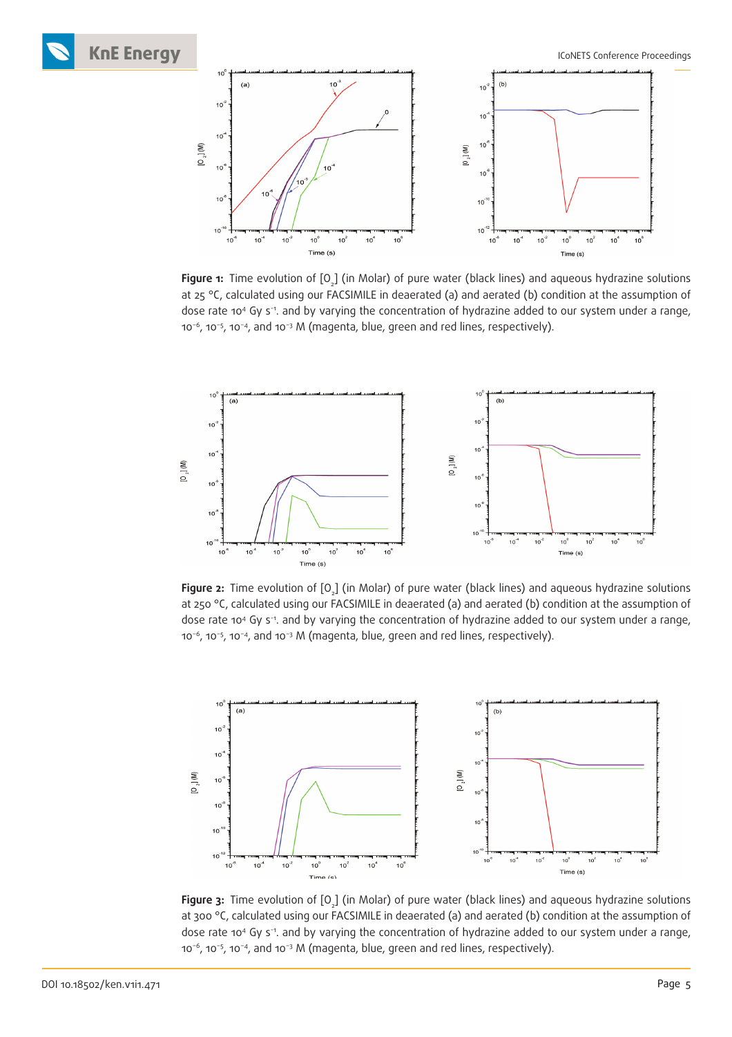**Figure 1:** Time evolution of $[O_2]$ (in Molar) of pure water (black lines) and aqueous hydrazine solutions at 25 °C, calculated using our FACSIMILE in deaerated (a) and aerated (b) condition at the assumption of dose rate $10^4$ Gy $s^{-1}$. and by varying the concentration of hydrazine added to our system under a range, $10^{-6}$, $10^{-5}$, $10^{-4}$, and $10^{-3}$ M (magenta, blue, green and red lines, respectively).

**Figure 2:** Time evolution of $[O_2]$ (in Molar) of pure water (black lines) and aqueous hydrazine solutions at 250 °C, calculated using our FACSIMILE in deaerated (a) and aerated (b) condition at the assumption of dose rate $10^4$ Gy $s^{-1}$. and by varying the concentration of hydrazine added to our system under a range, $10^{-6}$, $10^{-5}$, $10^{-4}$, and $10^{-3}$ M (magenta, blue, green and red lines, respectively).

**Figure 3:** Time evolution of $[O_2]$ (in Molar) of pure water (black lines) and aqueous hydrazine solutions at 300 °C, calculated using our FACSIMILE in deaerated (a) and aerated (b) condition at the assumption of dose rate $10^4$ Gy $s^{-1}$. and by varying the concentration of hydrazine added to our system under a range, $10^{-6}$, $10^{-5}$, $10^{-4}$, and $10^{-3}$ M (magenta, blue, green and red lines, respectively).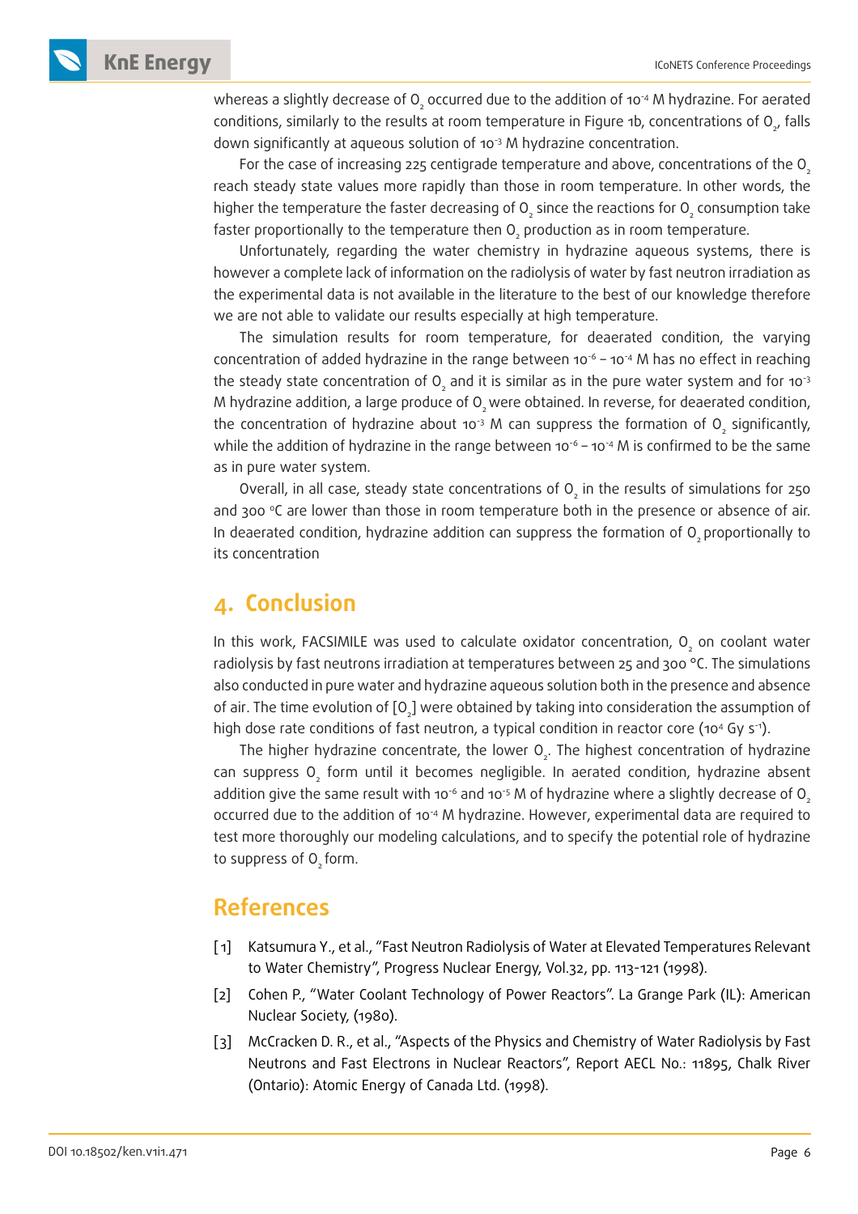whereas a slightly decrease of $O_2$ occurred due to the addition of $10^{-4}$ M hydrazine. For aerated conditions, similarly to the results at room temperature in Figure 1b, concentrations of $O_2$, falls down significantly at aqueous solution of $10^{-3}$ M hydrazine concentration.

For the case of increasing 225 centigrade temperature and above, concentrations of the $O_2$ reach steady state values more rapidly than those in room temperature. In other words, the higher the temperature the faster decreasing of $O_2$ since the reactions for $O_2$ consumption take faster proportionally to the temperature then $O_2$ production as in room temperature.

Unfortunately, regarding the water chemistry in hydrazine aqueous systems, there is however a complete lack of information on the radiolysis of water by fast neutron irradiation as the experimental data is not available in the literature to the best of our knowledge therefore we are not able to validate our results especially at high temperature.

The simulation results for room temperature, for deaerated condition, the varying concentration of added hydrazine in the range between $10^{-6}$ – $10^{-4}$ M has no effect in reaching the steady state concentration of $O_2$ and it is similar as in the pure water system and for $10^{-3}$ M hydrazine addition, a large produce of $O_2$ were obtained. In reverse, for deaerated condition, the concentration of hydrazine about $10^{-3}$ M can suppress the formation of $O_2$ significantly, while the addition of hydrazine in the range between $10^{-6}$ – $10^{-4}$ M is confirmed to be the same as in pure water system.

Overall, in all case, steady state concentrations of $O_2$ in the results of simulations for 250 and 300 °C are lower than those in room temperature both in the presence or absence of air. In deaerated condition, hydrazine addition can suppress the formation of $O_2$ proportionally to its concentration

## 4. Conclusion

In this work, FACSIMILE was used to calculate oxidator concentration, $O_2$ on coolant water radiolysis by fast neutrons irradiation at temperatures between 25 and 300 °C. The simulations also conducted in pure water and hydrazine aqueous solution both in the presence and absence of air. The time evolution of $[O_2]$ were obtained by taking into consideration the assumption of high dose rate conditions of fast neutron, a typical condition in reactor core ($10^4$ Gy $s^{-1}$).

The higher hydrazine concentrate, the lower $O_2$. The highest concentration of hydrazine can suppress $O_2$ form until it becomes negligible. In aerated condition, hydrazine absent addition give the same result with $10^{-6}$ and $10^{-5}$ M of hydrazine where a slightly decrease of $O_2$ occurred due to the addition of $10^{-4}$ M hydrazine. However, experimental data are required to test more thoroughly our modeling calculations, and to specify the potential role of hydrazine to suppress of $O_2$ form.

## References

[1] Katsumura Y., et al., "Fast Neutron Radiolysis of Water at Elevated Temperatures Relevant to Water Chemistry", Progress Nuclear Energy, Vol.32, pp. 113-121 (1998).

[2] Cohen P., "Water Coolant Technology of Power Reactors". La Grange Park (IL): American Nuclear Society, (1980).

[3] McCracken D. R., et al., "Aspects of the Physics and Chemistry of Water Radiolysis by Fast Neutrons and Fast Electrons in Nuclear Reactors", Report AECL No.: 11895, Chalk River (Ontario): Atomic Energy of Canada Ltd. (1998).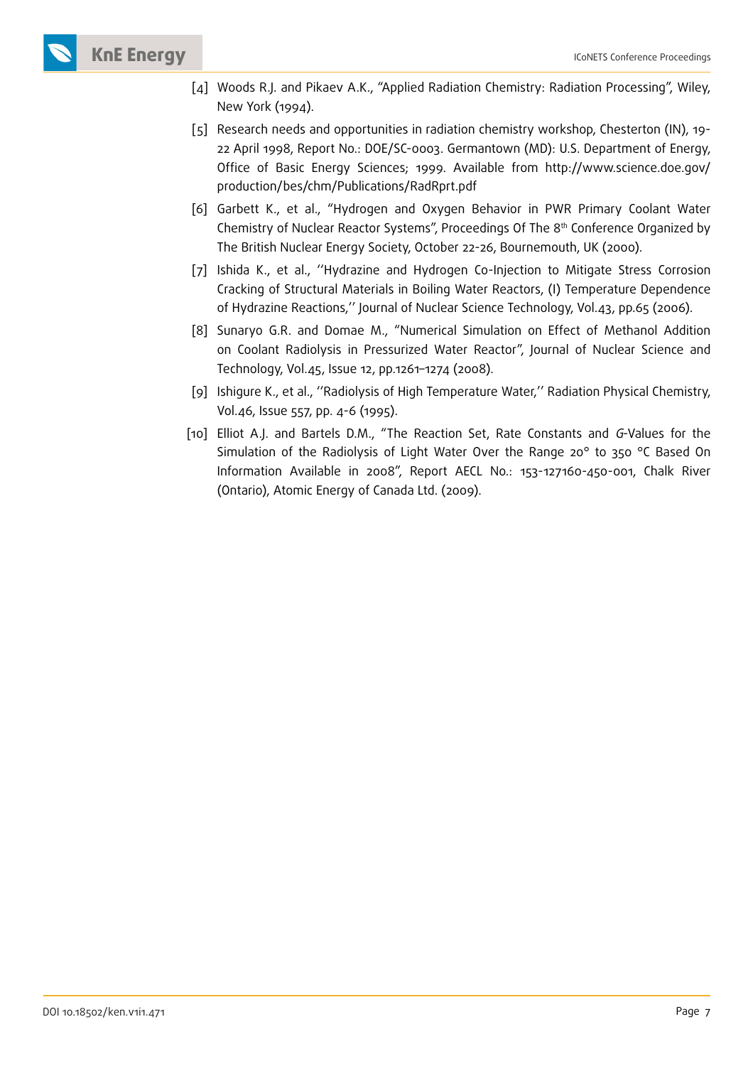[4] Woods R.J. and Pikaev A.K., "Applied Radiation Chemistry: Radiation Processing", Wiley, New York (1994).

[5] Research needs and opportunities in radiation chemistry workshop, Chesterton (IN), 19-22 April 1998, Report No.: DOE/SC-0003. Germantown (MD): U.S. Department of Energy, Office of Basic Energy Sciences; 1999. Available from http://www.science.doe.gov/production/bes/chm/Publications/RadRprt.pdf

[6] Garbett K., et al., "Hydrogen and Oxygen Behavior in PWR Primary Coolant Water Chemistry of Nuclear Reactor Systems", Proceedings Of The 8th Conference Organized by The British Nuclear Energy Society, October 22-26, Bournemouth, UK (2000).

[7] Ishida K., et al., ''Hydrazine and Hydrogen Co-Injection to Mitigate Stress Corrosion Cracking of Structural Materials in Boiling Water Reactors, (I) Temperature Dependence of Hydrazine Reactions,'' Journal of Nuclear Science Technology, Vol.43, pp.65 (2006).

[8] Sunaryo G.R. and Domae M., "Numerical Simulation on Effect of Methanol Addition on Coolant Radiolysis in Pressurized Water Reactor", Journal of Nuclear Science and Technology, Vol.45, Issue 12, pp.1261–1274 (2008).

[9] Ishigure K., et al., ''Radiolysis of High Temperature Water,'' Radiation Physical Chemistry, Vol.46, Issue 557, pp. 4-6 (1995).

[10] Elliot A.J. and Bartels D.M., "The Reaction Set, Rate Constants and *G*-Values for the Simulation of the Radiolysis of Light Water Over the Range 20° to 350 °C Based On Information Available in 2008", Report AECL No.: 153-127160-450-001, Chalk River (Ontario), Atomic Energy of Canada Ltd. (2009).